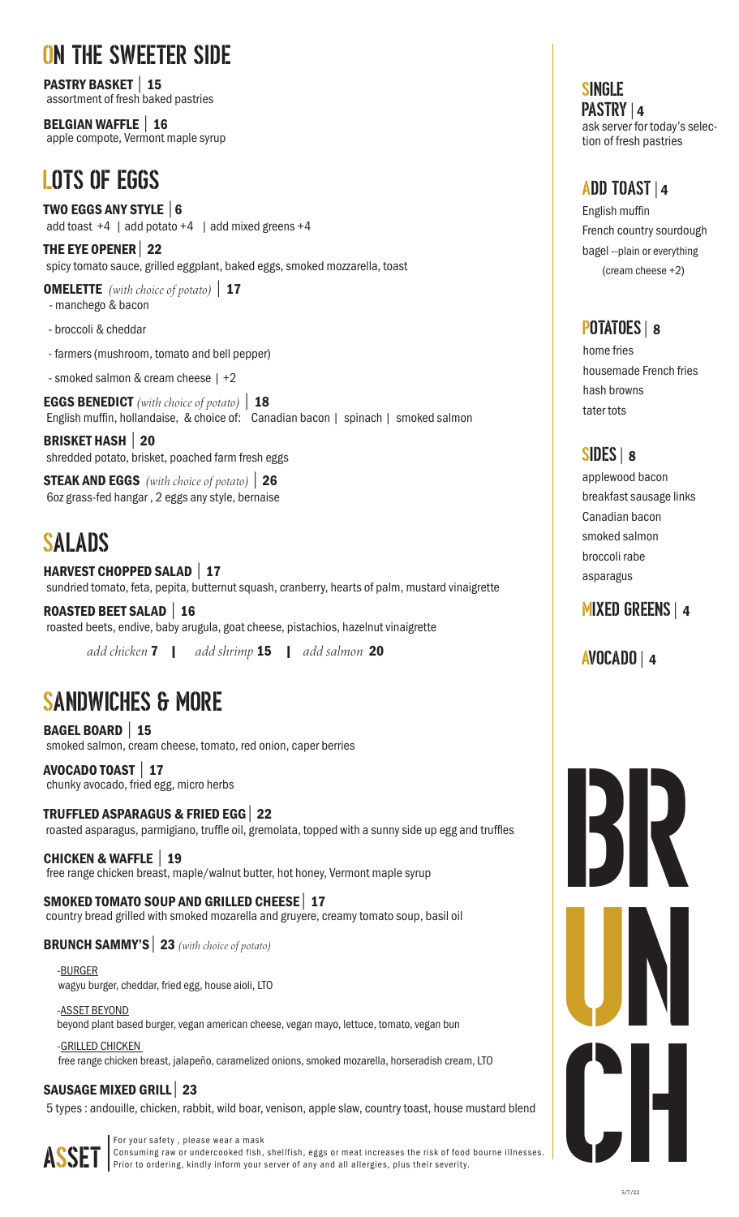## ON THE SWEETER SIDE

**PASTRY BASKET | 15**
assortment of fresh baked pastries

**BELGIAN WAFFLE | 16**
apple compote, Vermont maple syrup

## LOTS OF EGGS

**TWO EGGS ANY STYLE | 6**
add toast +4 | add potato +4 | add mixed greens +4

**THE EYE OPENER | 22**
spicy tomato sauce, grilled eggplant, baked eggs, smoked mozzarella, toast

**OMELETTE** *(with choice of potato)* **| 17**
- manchego & bacon
- broccoli & cheddar
- farmers (mushroom, tomato and bell pepper)
- smoked salmon & cream cheese | +2

**EGGS BENEDICT** *(with choice of potato)* **| 18**
English muffin, hollandaise, & choice of: Canadian bacon | spinach | smoked salmon

**BRISKET HASH | 20**
shredded potato, brisket, poached farm fresh eggs

**STEAK AND EGGS** *(with choice of potato)* **| 26**
6oz grass-fed hangar , 2 eggs any style, bernaise

## SALADS

**HARVEST CHOPPED SALAD | 17**
sundried tomato, feta, pepita, butternut squash, cranberry, hearts of palm, mustard vinaigrette

**ROASTED BEET SALAD | 16**
roasted beets, endive, baby arugula, goat cheese, pistachios, hazelnut vinaigrette

*add chicken* **7** | *add shrimp* **15** | *add salmon* **20**

## SANDWICHES & MORE

**BAGEL BOARD | 15**
smoked salmon, cream cheese, tomato, red onion, caper berries

**AVOCADO TOAST | 17**
chunky avocado, fried egg, micro herbs

**TRUFFLED ASPARAGUS & FRIED EGG | 22**
roasted asparagus, parmigiano, truffle oil, gremolata, topped with a sunny side up egg and truffles

**CHICKEN & WAFFLE | 19**
free range chicken breast, maple/walnut butter, hot honey, Vermont maple syrup

**SMOKED TOMATO SOUP AND GRILLED CHEESE | 17**
country bread grilled with smoked mozarella and gruyere, creamy tomato soup, basil oil

**BRUNCH SAMMY'S | 23** *(with choice of potato)*

-BURGER
wagyu burger, cheddar, fried egg, house aioli, LTO

-ASSET BEYOND
beyond plant based burger, vegan american cheese, vegan mayo, lettuce, tomato, vegan bun

-GRILLED CHICKEN
free range chicken breast, jalapeño, caramelized onions, smoked mozarella, horseradish cream, LTO

**SAUSAGE MIXED GRILL | 23**
5 types : andouille, chicken, rabbit, wild boar, venison, apple slaw, country toast, house mustard blend

## SINGLE PASTRY | 4
ask server for today's selection of fresh pastries

## ADD TOAST | 4
English muffin
French country sourdough
bagel --plain or everything
(cream cheese +2)

## POTATOES | 8
home fries
housemade French fries
hash browns
tater tots

## SIDES | 8
applewood bacon
breakfast sausage links
Canadian bacon
smoked salmon
broccoli rabe
asparagus

## MIXED GREENS | 4

## AVOCADO | 4

# BRUNCH

**ASSET**

For your safety , please wear a mask
Consuming raw or undercooked fish, shellfish, eggs or meat increases the risk of food bourne illnesses.
Prior to ordering, kindly inform your server of any and all allergies, plus their severity.

5/7/22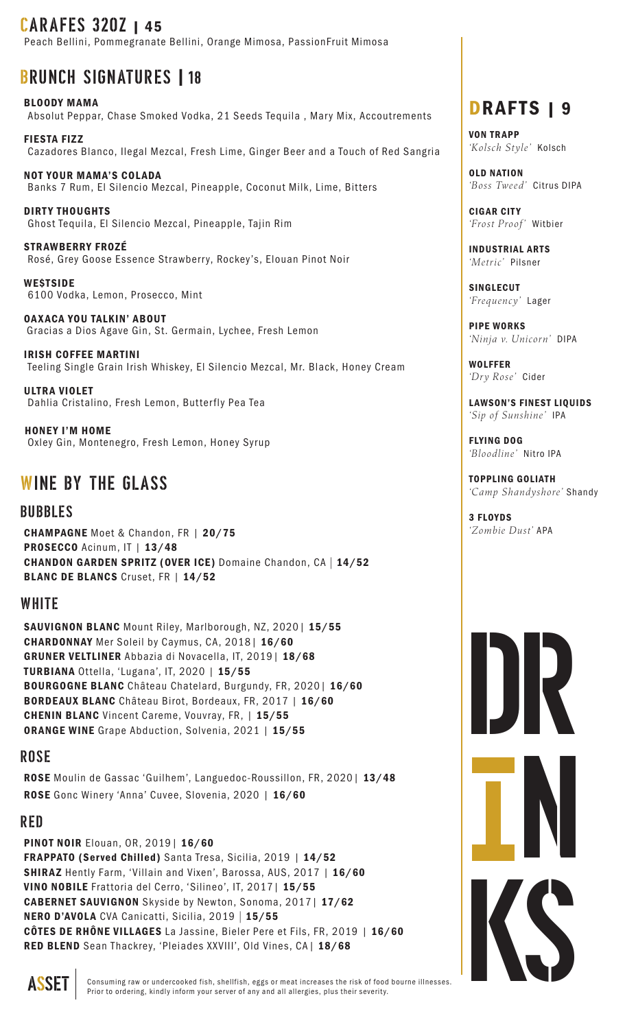# CARAFES 32OZ | 45

Peach Bellini, Pommegranate Bellini, Orange Mimosa, PassionFruit Mimosa

## BRUNCH SIGNATURES | 18

**BLOODY MAMA**
Absolut Peppar, Chase Smoked Vodka, 21 Seeds Tequila , Mary Mix, Accoutrements

**FIESTA FIZZ**
Cazadores Blanco, Ilegal Mezcal, Fresh Lime, Ginger Beer and a Touch of Red Sangria

**NOT YOUR MAMA'S COLADA**
Banks 7 Rum, El Silencio Mezcal, Pineapple, Coconut Milk, Lime, Bitters

**DIRTY THOUGHTS**
Ghost Tequila, El Silencio Mezcal, Pineapple, Tajin Rim

**STRAWBERRY FROZÉ**
Rosé, Grey Goose Essence Strawberry, Rockey's, Elouan Pinot Noir

**WE$TSIDE**
6100 Vodka, Lemon, Prosecco, Mint

**OAXACA YOU TALKIN' ABOUT**
Gracias a Dios Agave Gin, St. Germain, Lychee, Fresh Lemon

**IRISH COFFEE MARTINI**
Teeling Single Grain Irish Whiskey, El Silencio Mezcal, Mr. Black, Honey Cream

**ULTRA VIOLET**
Dahlia Cristalino, Fresh Lemon, Butterfly Pea Tea

**HONEY I'M HOME**
Oxley Gin, Montenegro, Fresh Lemon, Honey Syrup

## WINE BY THE GLASS

### BUBBLES

**CHAMPAGNE** Moet & Chandon, FR | **20/75**
**PROSECCO** Acinum, IT | **13/48**
**CHANDON GARDEN SPRITZ (OVER ICE)** Domaine Chandon, CA | **14/52**
**BLANC DE BLANCS** Cruset, FR | **14/52**

### WHITE

**SAUVIGNON BLANC** Mount Riley, Marlborough, NZ, 2020 | **15/55**
**CHARDONNAY** Mer Soleil by Caymus, CA, 2018 | **16/60**
**GRUNER VELTLINER** Abbazia di Novacella, IT, 2019 | **18/68**
**TURBIANA** Ottella, 'Lugana', IT, 2020 | **15/55**
**BOURGOGNE BLANC** Château Chatelard, Burgundy, FR, 2020 | **16/60**
**BORDEAUX BLANC** Château Birot, Bordeaux, FR, 2017 | **16/60**
**CHENIN BLANC** Vincent Careme, Vouvray, FR, | **15/55**
**ORANGE WINE** Grape Abduction, Solvenia, 2021 | **15/55**

### ROSE

**ROSE** Moulin de Gassac 'Guilhem', Languedoc-Roussillon, FR, 2020 | **13/48**
**ROSE** Gonc Winery 'Anna' Cuvee, Slovenia, 2020 | **16/60**

### RED

**PINOT NOIR** Elouan, OR, 2019 | **16/60**
**FRAPPATO (Served Chilled)** Santa Tresa, Sicilia, 2019 | **14/52**
**SHIRAZ** Hently Farm, 'Villain and Vixen', Barossa, AUS, 2017 | **16/60**
**VINO NOBILE** Frattoria del Cerro, 'Silineo', IT, 2017 | **15/55**
**CABERNET SAUVIGNON** Skyside by Newton, Sonoma, 2017 | **17/62**
**NERO D'AVOLA** CVA Canicatti, Sicilia, 2019 | **15/55**
**CÔTES DE RHÔNE VILLAGES** La Jassine, Bieler Pere et Fils, FR, 2019 | **16/60**
**RED BLEND** Sean Thackrey, 'Pleiades XXVIII', Old Vines, CA | **18/68**

## DRAFTS | 9

**VON TRAPP**
*'Kolsch Style'* Kolsch

**OLD NATION**
*'Boss Tweed'* Citrus DIPA

**CIGAR CITY**
*'Frost Proof'* Witbier

**INDUSTRIAL ARTS**
*'Metric'* Pilsner

**SINGLECUT**
*'Frequency'* Lager

**PIPE WORKS**
*'Ninja v. Unicorn'* DIPA

**WOLFFER**
*'Dry Rose'* Cider

**LAWSON'S FINEST LIQUIDS**
*'Sip of Sunshine'* IPA

**FLYING DOG**
*'Bloodline'* Nitro IPA

**TOPPLING GOLIATH**
*'Camp Shandyshore'* Shandy

**3 FLOYDS**
*'Zombie Dust'* APA

DRINKS

ASSET

Consuming raw or undercooked fish, shellfish, eggs or meat increases the risk of food bourne illnesses. Prior to ordering, kindly inform your server of any and all allergies, plus their severity.